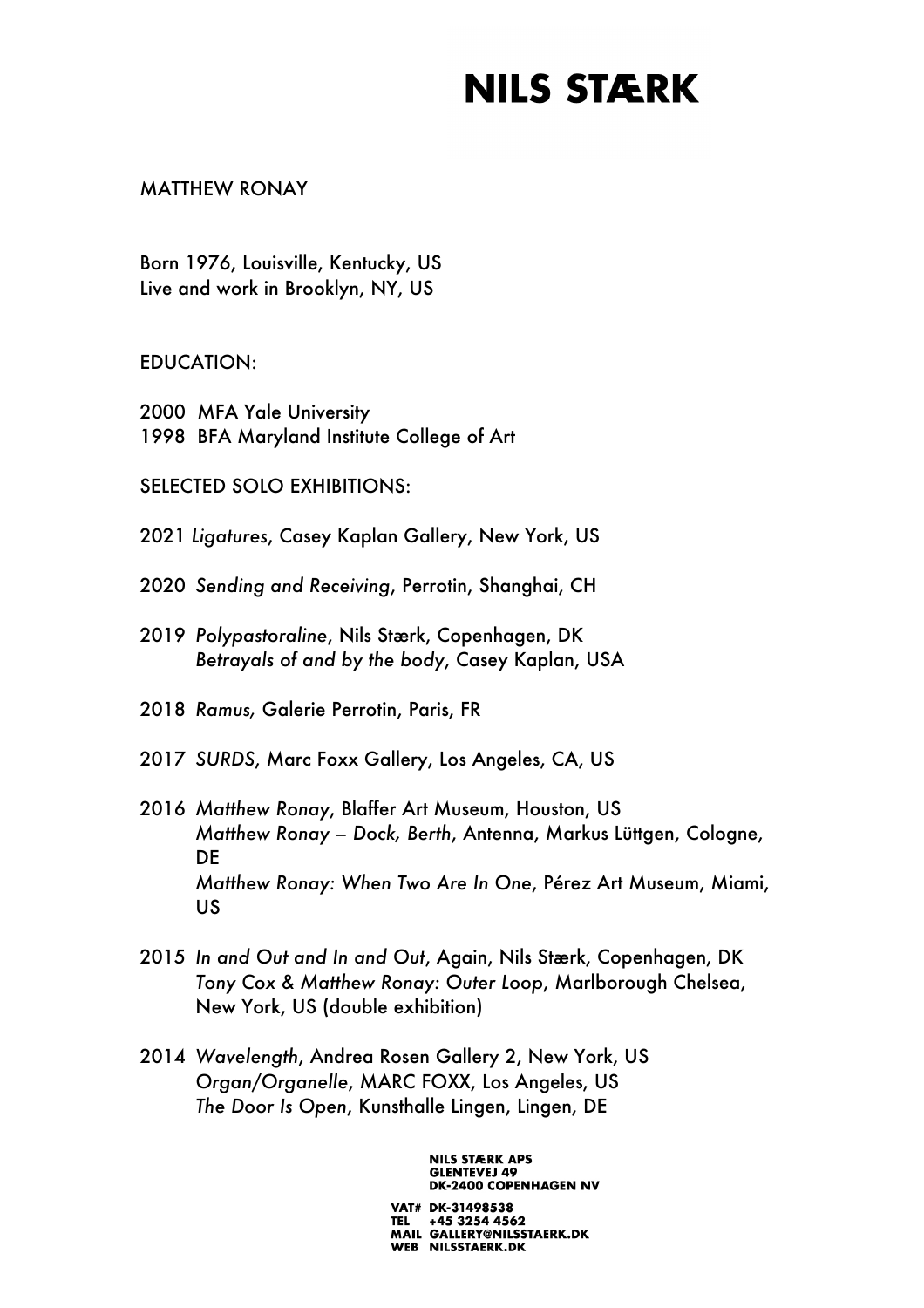# NILS STÆRK

MATTHEW RONAY

Born 1976, Louisville, Kentucky, US
Live and work in Brooklyn, NY, US

EDUCATION:

2000 MFA Yale University
1998 BFA Maryland Institute College of Art

SELECTED SOLO EXHIBITIONS:

2021 *Ligatures*, Casey Kaplan Gallery, New York, US

2020 *Sending and Receiving*, Perrotin, Shanghai, CH

2019 *Polypastoraline*, Nils Stærk, Copenhagen, DK
*Betrayals of and by the body*, Casey Kaplan, USA

2018 *Ramus,* Galerie Perrotin, Paris, FR

2017 *SURDS*, Marc Foxx Gallery, Los Angeles, CA, US

2016 *Matthew Ronay*, Blaffer Art Museum, Houston, US
*Matthew Ronay – Dock, Berth*, Antenna, Markus Lüttgen, Cologne, DE
*Matthew Ronay: When Two Are In One*, Pérez Art Museum, Miami, US

2015 *In and Out and In and Out*, Again, Nils Stærk, Copenhagen, DK
*Tony Cox & Matthew Ronay: Outer Loop*, Marlborough Chelsea, New York, US (double exhibition)

2014 *Wavelength*, Andrea Rosen Gallery 2, New York, US
*Organ/Organelle*, MARC FOXX, Los Angeles, US
*The Door Is Open*, Kunsthalle Lingen, Lingen, DE

NILS STÆRK APS
GLENTEVEJ 49
DK-2400 COPENHAGEN NV

VAT# DK-31498538
TEL +45 3254 4562
MAIL GALLERY@NILSSTAERK.DK
WEB NILSSTAERK.DK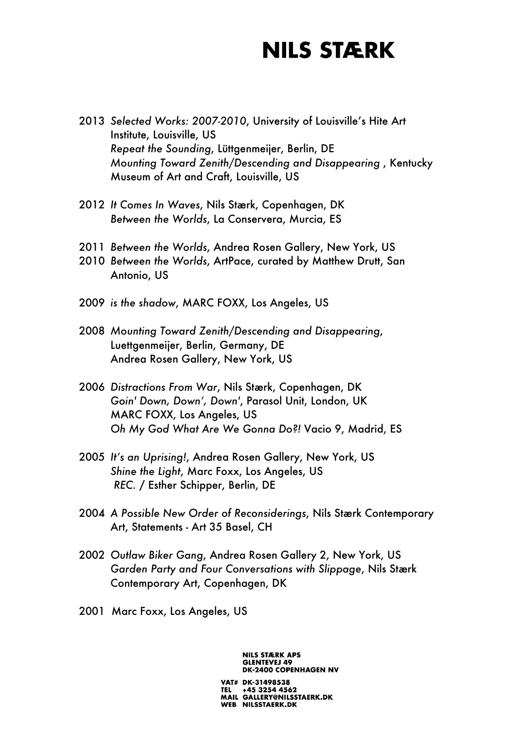2013 *Selected Works: 2007-2010*, University of Louisville's Hite Art Institute, Louisville, US
*Repeat the Sounding*, Lüttgenmeijer, Berlin, DE
*Mounting Toward Zenith/Descending and Disappearing* , Kentucky Museum of Art and Craft, Louisville, US

2012 *It Comes In Waves*, Nils Stærk, Copenhagen, DK
*Between the Worlds*, La Conservera, Murcia, ES

2011 *Between the Worlds*, Andrea Rosen Gallery, New York, US

2010 *Between the Worlds*, ArtPace, curated by Matthew Drutt, San Antonio, US

2009 *is the shadow*, MARC FOXX, Los Angeles, US

2008 *Mounting Toward Zenith/Descending and Disappearing*, Luettgenmeijer, Berlin, Germany, DE
Andrea Rosen Gallery, New York, US

2006 *Distractions From War*, Nils Stærk, Copenhagen, DK
*Goin' Down, Down', Down'*, Parasol Unit, London, UK
MARC FOXX, Los Angeles, US
*Oh My God What Are We Gonna Do?!* Vacio 9, Madrid, ES

2005 *It's an Uprising!*, Andrea Rosen Gallery, New York, US
*Shine the Light*, Marc Foxx, Los Angeles, US
*REC.* / Esther Schipper, Berlin, DE

2004 *A Possible New Order of Reconsiderings*, Nils Stærk Contemporary Art, Statements - Art 35 Basel, CH

2002 *Outlaw Biker Gang*, Andrea Rosen Gallery 2, New York, US
*Garden Party and Four Conversations with Slippage*, Nils Stærk Contemporary Art, Copenhagen, DK

2001 Marc Foxx, Los Angeles, US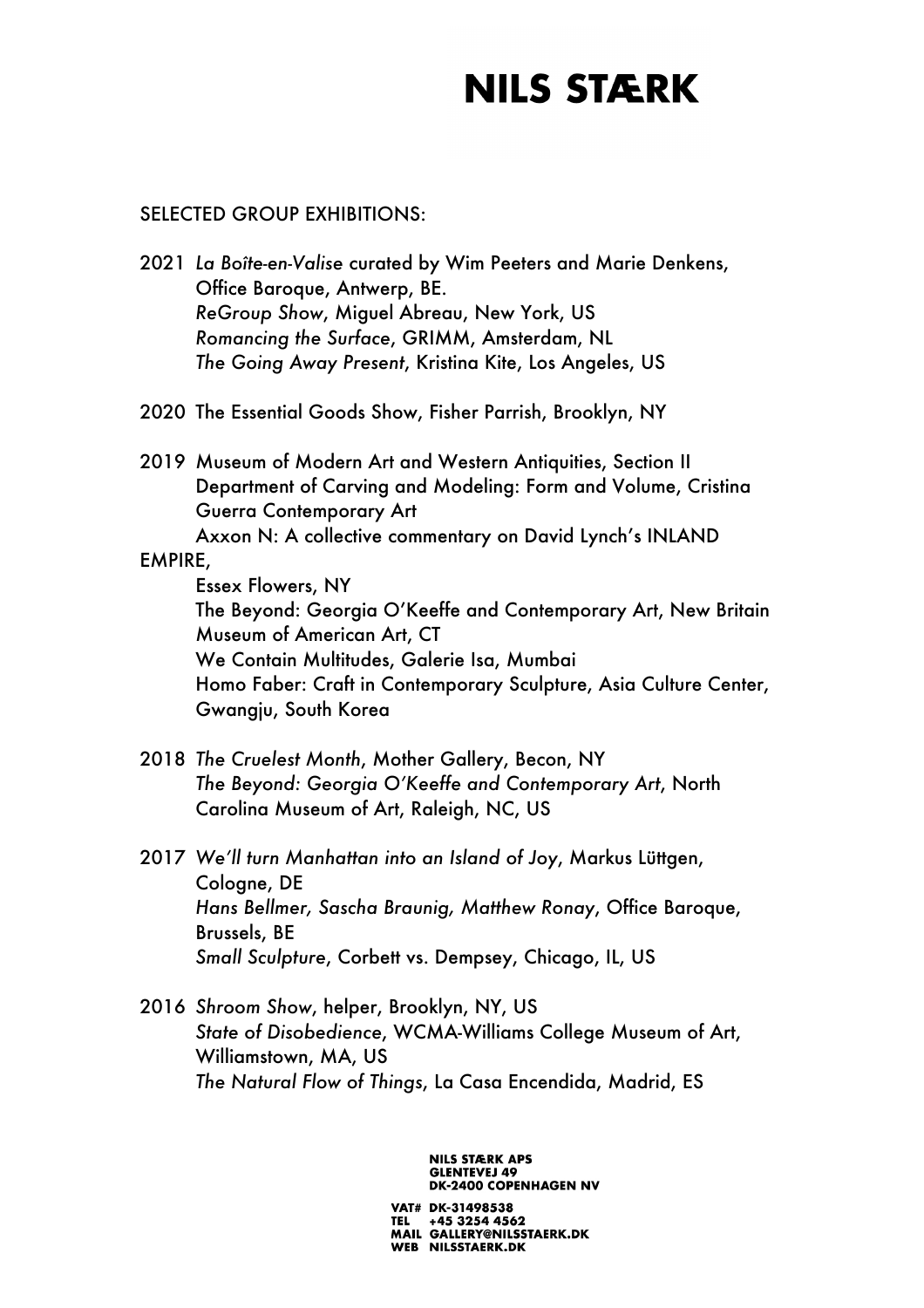SELECTED GROUP EXHIBITIONS:

2021 *La Boîte-en-Valise* curated by Wim Peeters and Marie Denkens, Office Baroque, Antwerp, BE.
*ReGroup Show*, Miguel Abreau, New York, US
*Romancing the Surface*, GRIMM, Amsterdam, NL
*The Going Away Present*, Kristina Kite, Los Angeles, US

2020 The Essential Goods Show, Fisher Parrish, Brooklyn, NY

2019 Museum of Modern Art and Western Antiquities, Section II Department of Carving and Modeling: Form and Volume, Cristina Guerra Contemporary Art
Axxon N: A collective commentary on David Lynch's INLAND EMPIRE,
Essex Flowers, NY
The Beyond: Georgia O'Keeffe and Contemporary Art, New Britain Museum of American Art, CT
We Contain Multitudes, Galerie Isa, Mumbai
Homo Faber: Craft in Contemporary Sculpture, Asia Culture Center, Gwangju, South Korea

2018 *The Cruelest Month*, Mother Gallery, Becon, NY
*The Beyond: Georgia O'Keeffe and Contemporary Art*, North Carolina Museum of Art, Raleigh, NC, US

2017 *We'll turn Manhattan into an Island of Joy*, Markus Lüttgen, Cologne, DE
*Hans Bellmer, Sascha Braunig, Matthew Ronay*, Office Baroque, Brussels, BE
*Small Sculpture*, Corbett vs. Dempsey, Chicago, IL, US

2016 *Shroom Show*, helper, Brooklyn, NY, US
*State of Disobedience*, WCMA-Williams College Museum of Art, Williamstown, MA, US
*The Natural Flow of Things*, La Casa Encendida, Madrid, ES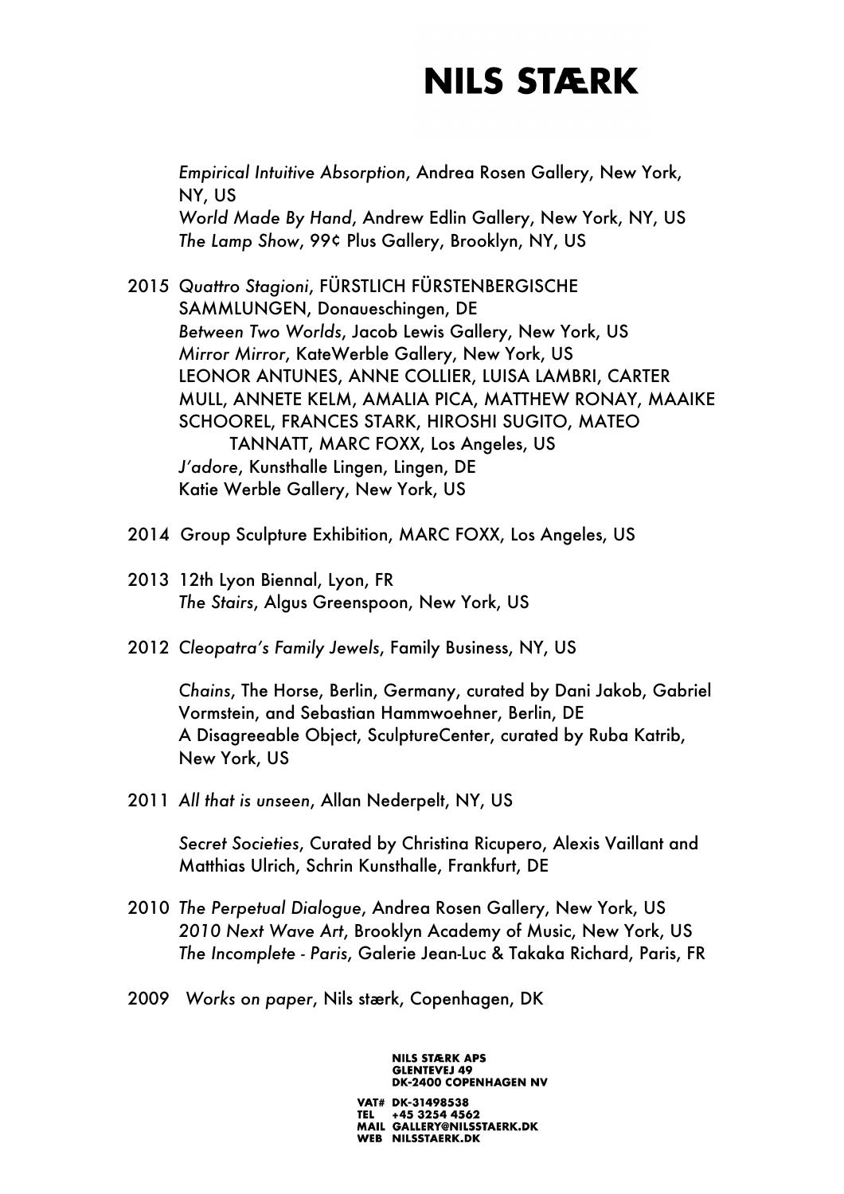*Empirical Intuitive Absorption*, Andrea Rosen Gallery, New York, NY, US
*World Made By Hand*, Andrew Edlin Gallery, New York, NY, US
*The Lamp Show*, 99¢ Plus Gallery, Brooklyn, NY, US

2015 *Quattro Stagioni*, FÜRSTLICH FÜRSTENBERGISCHE SAMMLUNGEN, Donaueschingen, DE
*Between Two Worlds*, Jacob Lewis Gallery, New York, US
*Mirror Mirror*, KateWerble Gallery, New York, US
LEONOR ANTUNES, ANNE COLLIER, LUISA LAMBRI, CARTER MULL, ANNETE KELM, AMALIA PICA, MATTHEW RONAY, MAAIKE SCHOOREL, FRANCES STARK, HIROSHI SUGITO, MATEO TANNATT, MARC FOXX, Los Angeles, US
*J'adore*, Kunsthalle Lingen, Lingen, DE
Katie Werble Gallery, New York, US

2014 Group Sculpture Exhibition, MARC FOXX, Los Angeles, US

2013 12th Lyon Biennal, Lyon, FR
*The Stairs*, Algus Greenspoon, New York, US

2012 *Cleopatra's Family Jewels*, Family Business, NY, US

*Chains*, The Horse, Berlin, Germany, curated by Dani Jakob, Gabriel Vormstein, and Sebastian Hammwoehner, Berlin, DE
A Disagreeable Object, SculptureCenter, curated by Ruba Katrib, New York, US

2011 *All that is unseen*, Allan Nederpelt, NY, US

*Secret Societies*, Curated by Christina Ricupero, Alexis Vaillant and Matthias Ulrich, Schrin Kunsthalle, Frankfurt, DE

2010 *The Perpetual Dialogue*, Andrea Rosen Gallery, New York, US
*2010 Next Wave Art*, Brooklyn Academy of Music, New York, US
*The Incomplete - Paris*, Galerie Jean-Luc & Takaka Richard, Paris, FR

2009 *Works on paper*, Nils stærk, Copenhagen, DK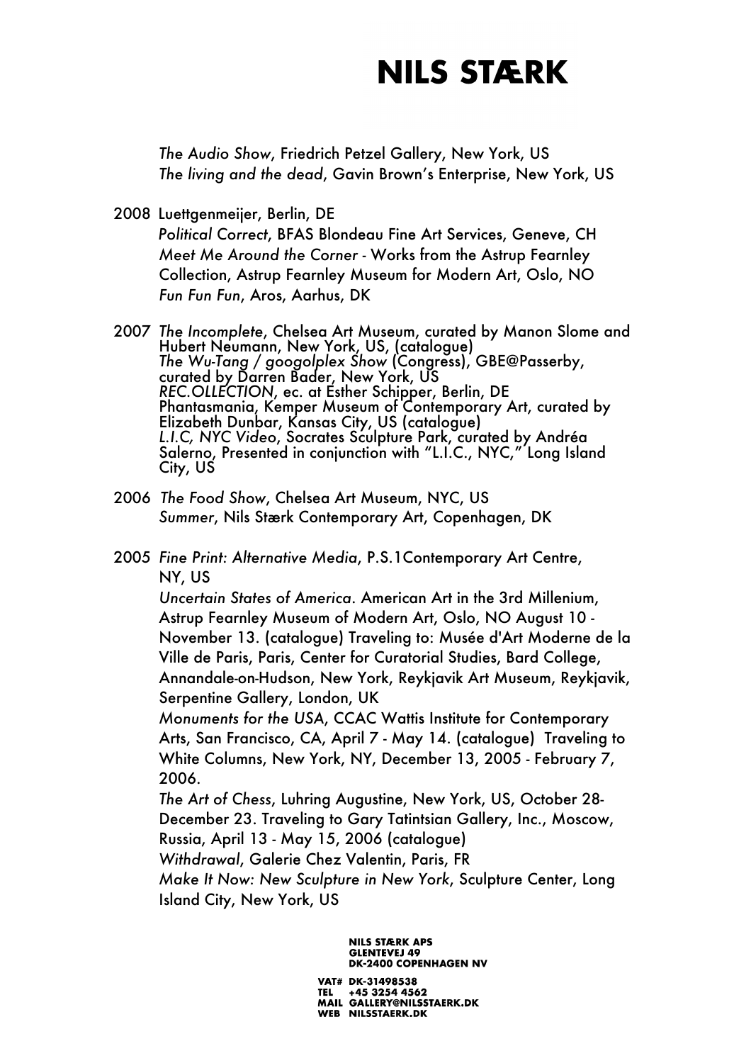*The Audio Show*, Friedrich Petzel Gallery, New York, US
*The living and the dead*, Gavin Brown's Enterprise, New York, US

2008 Luettgenmeijer, Berlin, DE
*Political Correct*, BFAS Blondeau Fine Art Services, Geneve, CH
*Meet Me Around the Corner* - Works from the Astrup Fearnley Collection, Astrup Fearnley Museum for Modern Art, Oslo, NO
*Fun Fun Fun*, Aros, Aarhus, DK

2007 *The Incomplete*, Chelsea Art Museum, curated by Manon Slome and Hubert Neumann, New York, US, (catalogue)
*The Wu-Tang / googolplex Show* (Congress), GBE@Passerby, curated by Darren Bader, New York, US
*REC.OLLECTION*, ec. at Esther Schipper, Berlin, DE
Phantasmania, Kemper Museum of Contemporary Art, curated by Elizabeth Dunbar, Kansas City, US (catalogue)
*L.I.C, NYC Video*, Socrates Sculpture Park, curated by Andréa Salerno, Presented in conjunction with "L.I.C., NYC," Long Island City, US

2006 *The Food Show*, Chelsea Art Museum, NYC, US
*Summer*, Nils Stærk Contemporary Art, Copenhagen, DK

2005 *Fine Print: Alternative Media*, P.S.1Contemporary Art Centre, NY, US
*Uncertain States of America*. American Art in the 3rd Millenium, Astrup Fearnley Museum of Modern Art, Oslo, NO August 10 - November 13. (catalogue) Traveling to: Musée d'Art Moderne de la Ville de Paris, Paris, Center for Curatorial Studies, Bard College, Annandale-on-Hudson, New York, Reykjavik Art Museum, Reykjavik, Serpentine Gallery, London, UK
*Monuments for the USA*, CCAC Wattis Institute for Contemporary Arts, San Francisco, CA, April 7 - May 14. (catalogue) Traveling to White Columns, New York, NY, December 13, 2005 - February 7, 2006.
*The Art of Chess*, Luhring Augustine, New York, US, October 28- December 23. Traveling to Gary Tatintsian Gallery, Inc., Moscow, Russia, April 13 - May 15, 2006 (catalogue)
*Withdrawal*, Galerie Chez Valentin, Paris, FR
*Make It Now: New Sculpture in New York*, Sculpture Center, Long Island City, New York, US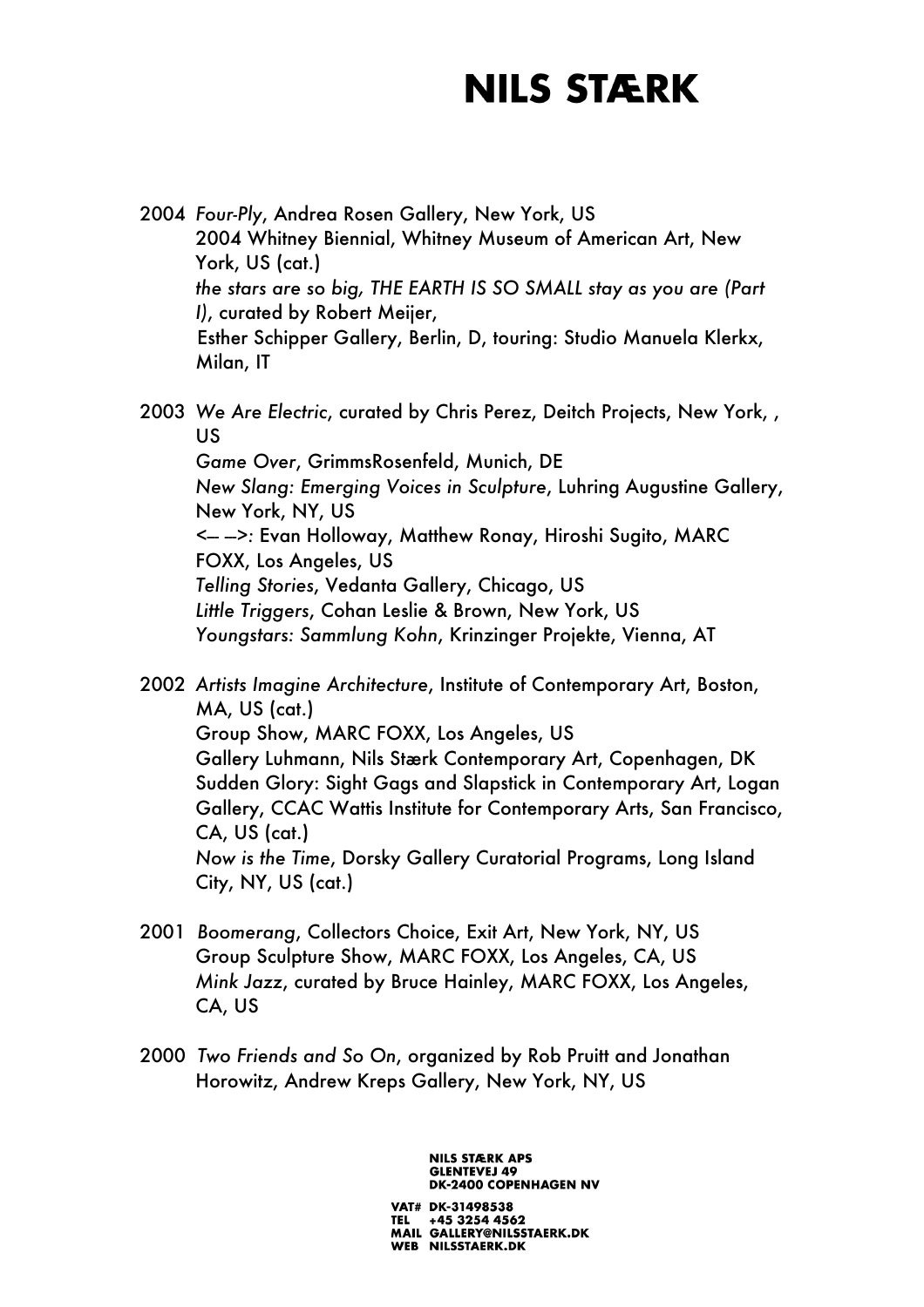2004 *Four-Ply*, Andrea Rosen Gallery, New York, US
2004 Whitney Biennial, Whitney Museum of American Art, New York, US (cat.)
*the stars are so big, THE EARTH IS SO SMALL stay as you are (Part I)*, curated by Robert Meijer,
Esther Schipper Gallery, Berlin, D, touring: Studio Manuela Klerkx, Milan, IT

2003 *We Are Electric*, curated by Chris Perez, Deitch Projects, New York, , US
*Game Over*, GrimmsRosenfeld, Munich, DE
*New Slang: Emerging Voices in Sculpture*, Luhring Augustine Gallery, New York, NY, US
<-- -->: Evan Holloway, Matthew Ronay, Hiroshi Sugito, MARC FOXX, Los Angeles, US
*Telling Stories*, Vedanta Gallery, Chicago, US
*Little Triggers*, Cohan Leslie & Brown, New York, US
*Youngstars: Sammlung Kohn*, Krinzinger Projekte, Vienna, AT

2002 *Artists Imagine Architecture*, Institute of Contemporary Art, Boston, MA, US (cat.)
Group Show, MARC FOXX, Los Angeles, US
Gallery Luhmann, Nils Stærk Contemporary Art, Copenhagen, DK
Sudden Glory: Sight Gags and Slapstick in Contemporary Art, Logan Gallery, CCAC Wattis Institute for Contemporary Arts, San Francisco, CA, US (cat.)
*Now is the Time*, Dorsky Gallery Curatorial Programs, Long Island City, NY, US (cat.)

2001 *Boomerang*, Collectors Choice, Exit Art, New York, NY, US
Group Sculpture Show, MARC FOXX, Los Angeles, CA, US
*Mink Jazz*, curated by Bruce Hainley, MARC FOXX, Los Angeles, CA, US

2000 *Two Friends and So On*, organized by Rob Pruitt and Jonathan Horowitz, Andrew Kreps Gallery, New York, NY, US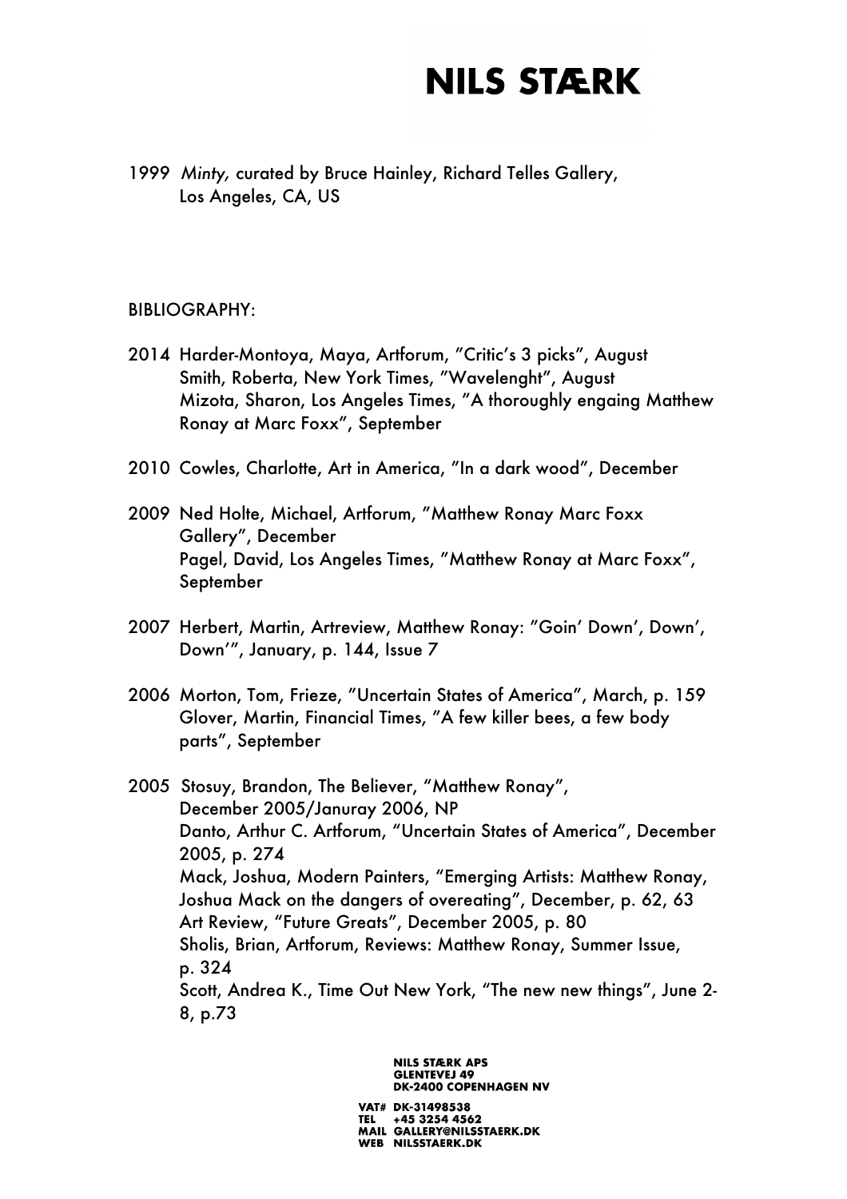1999 *Minty,* curated by Bruce Hainley, Richard Telles Gallery, Los Angeles, CA, US

BIBLIOGRAPHY:

2014 Harder-Montoya, Maya, Artforum, "Critic's 3 picks", August
Smith, Roberta, New York Times, "Wavelenght", August
Mizota, Sharon, Los Angeles Times, "A thoroughly engaing Matthew Ronay at Marc Foxx", September

2010 Cowles, Charlotte, Art in America, "In a dark wood", December

2009 Ned Holte, Michael, Artforum, "Matthew Ronay Marc Foxx Gallery", December
Pagel, David, Los Angeles Times, "Matthew Ronay at Marc Foxx", September

2007 Herbert, Martin, Artreview, Matthew Ronay: "Goin' Down', Down', Down'", January, p. 144, Issue 7

2006 Morton, Tom, Frieze, "Uncertain States of America", March, p. 159
Glover, Martin, Financial Times, "A few killer bees, a few body parts", September

2005 Stosuy, Brandon, The Believer, "Matthew Ronay", December 2005/Januray 2006, NP
Danto, Arthur C. Artforum, "Uncertain States of America", December 2005, p. 274
Mack, Joshua, Modern Painters, "Emerging Artists: Matthew Ronay, Joshua Mack on the dangers of overeating", December, p. 62, 63
Art Review, "Future Greats", December 2005, p. 80
Sholis, Brian, Artforum, Reviews: Matthew Ronay, Summer Issue, p. 324
Scott, Andrea K., Time Out New York, "The new new things", June 2-8, p.73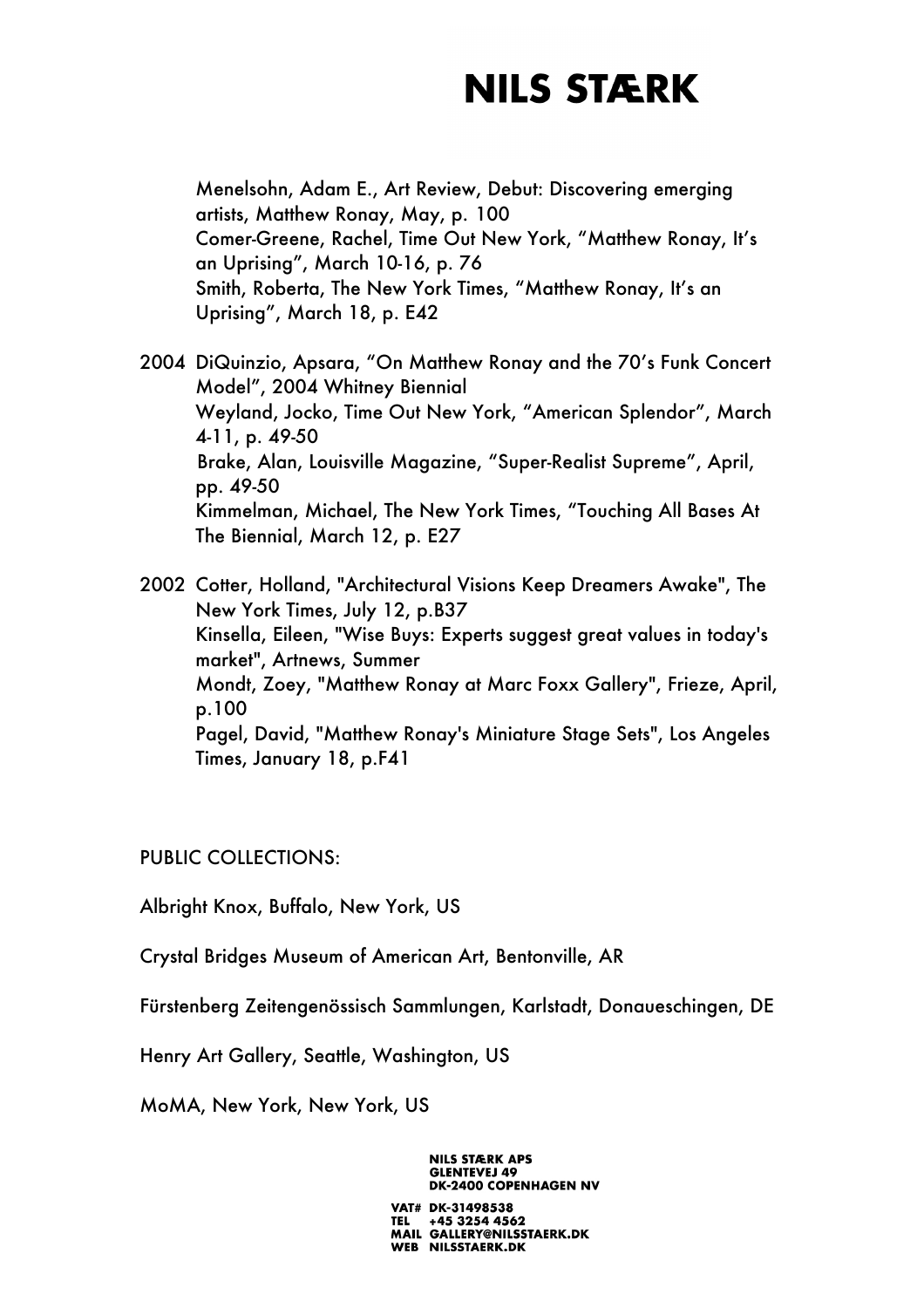Menelsohn, Adam E., Art Review, Debut: Discovering emerging artists, Matthew Ronay, May, p. 100
Comer-Greene, Rachel, Time Out New York, "Matthew Ronay, It's an Uprising", March 10-16, p. 76
Smith, Roberta, The New York Times, "Matthew Ronay, It's an Uprising", March 18, p. E42

2004 DiQuinzio, Apsara, "On Matthew Ronay and the 70's Funk Concert Model", 2004 Whitney Biennial
Weyland, Jocko, Time Out New York, "American Splendor", March 4-11, p. 49-50
Brake, Alan, Louisville Magazine, "Super-Realist Supreme", April, pp. 49-50
Kimmelman, Michael, The New York Times, "Touching All Bases At The Biennial, March 12, p. E27

2002 Cotter, Holland, "Architectural Visions Keep Dreamers Awake", The New York Times, July 12, p.B37
Kinsella, Eileen, "Wise Buys: Experts suggest great values in today's market", Artnews, Summer
Mondt, Zoey, "Matthew Ronay at Marc Foxx Gallery", Frieze, April, p.100
Pagel, David, "Matthew Ronay's Miniature Stage Sets", Los Angeles Times, January 18, p.F41

PUBLIC COLLECTIONS:

Albright Knox, Buffalo, New York, US

Crystal Bridges Museum of American Art, Bentonville, AR

Fürstenberg Zeitengenössisch Sammlungen, Karlstadt, Donaueschingen, DE

Henry Art Gallery, Seattle, Washington, US

MoMA, New York, New York, US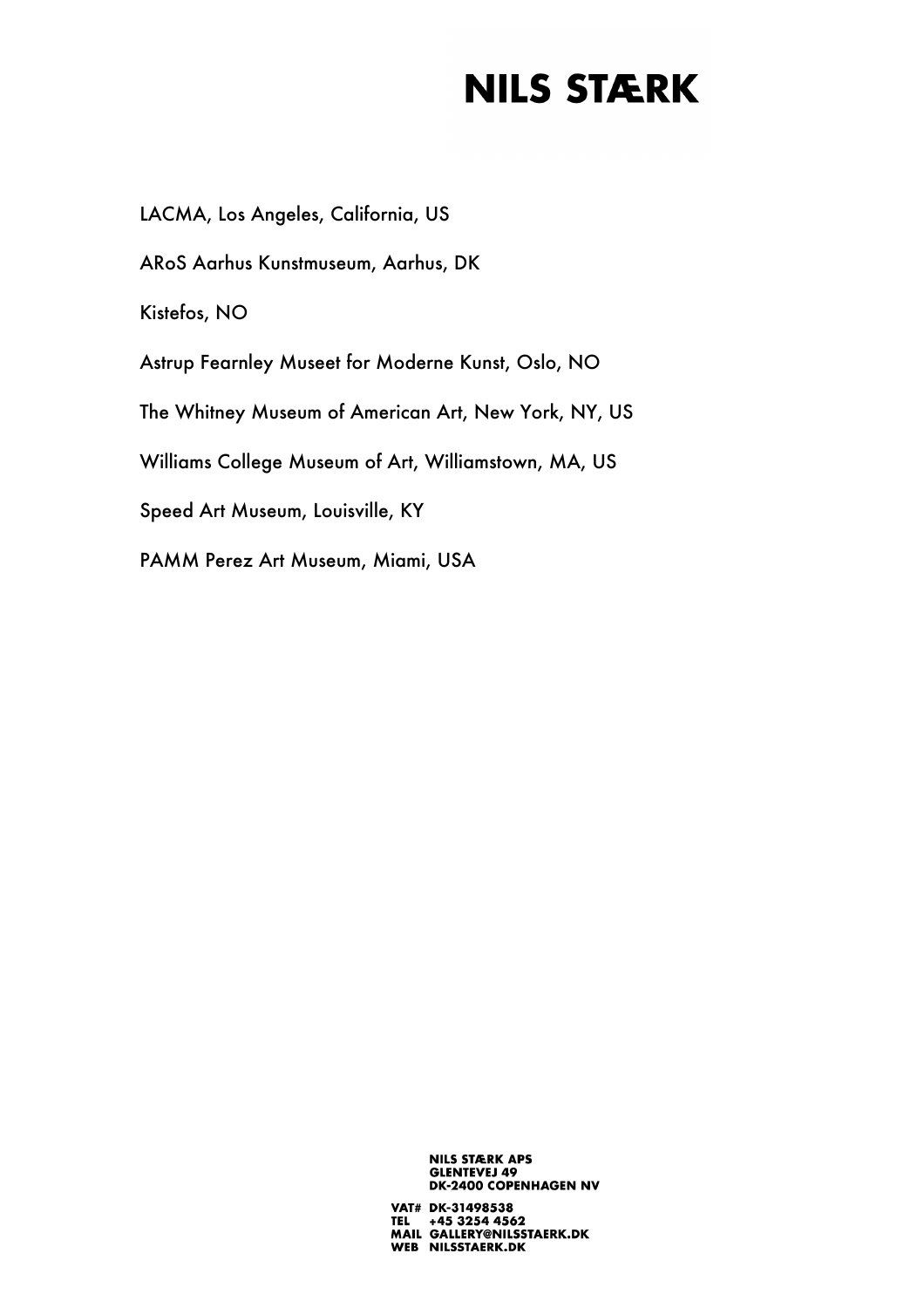LACMA, Los Angeles, California, US

ARoS Aarhus Kunstmuseum, Aarhus, DK

Kistefos, NO

Astrup Fearnley Museet for Moderne Kunst, Oslo, NO

The Whitney Museum of American Art, New York, NY, US

Williams College Museum of Art, Williamstown, MA, US

Speed Art Museum, Louisville, KY

PAMM Perez Art Museum, Miami, USA